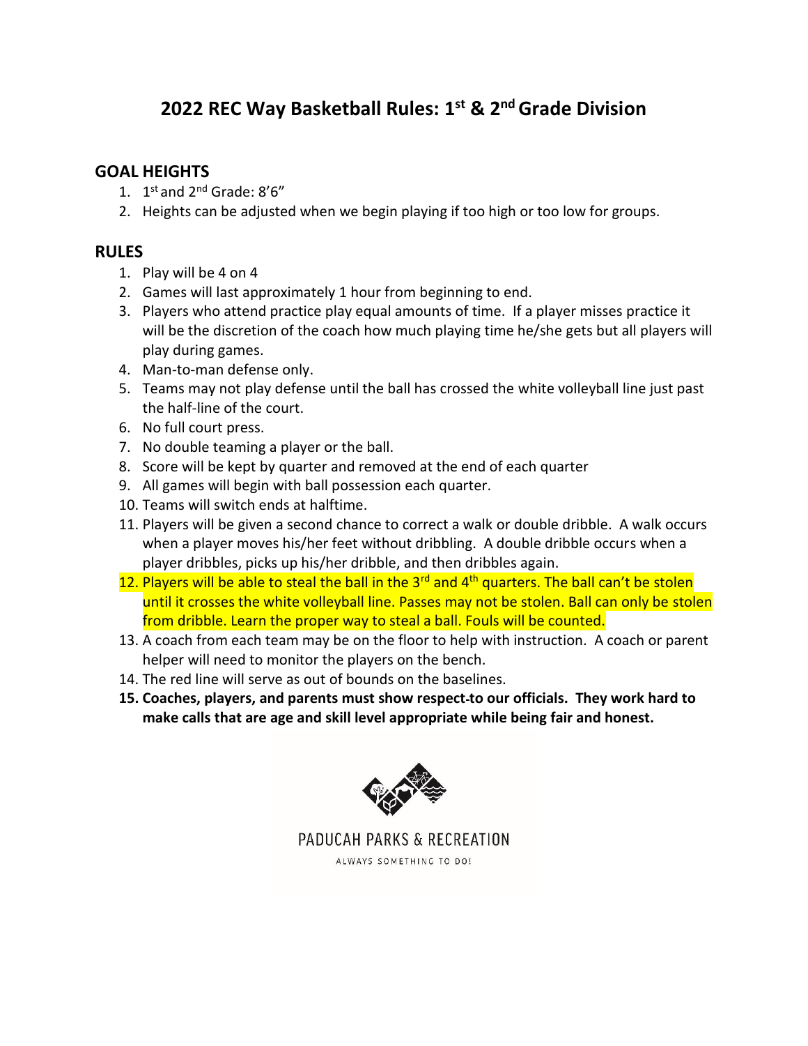# 2022 REC Way Basketball Rules: 1st & 2nd Grade Division

## GOAL HEIGHTS

1. 1st and 2nd Grade: 8'6"
2. Heights can be adjusted when we begin playing if too high or too low for groups.

## RULES

1. Play will be 4 on 4
2. Games will last approximately 1 hour from beginning to end.
3. Players who attend practice play equal amounts of time. If a player misses practice it will be the discretion of the coach how much playing time he/she gets but all players will play during games.
4. Man-to-man defense only.
5. Teams may not play defense until the ball has crossed the white volleyball line just past the half-line of the court.
6. No full court press.
7. No double teaming a player or the ball.
8. Score will be kept by quarter and removed at the end of each quarter
9. All games will begin with ball possession each quarter.
10. Teams will switch ends at halftime.
11. Players will be given a second chance to correct a walk or double dribble. A walk occurs when a player moves his/her feet without dribbling. A double dribble occurs when a player dribbles, picks up his/her dribble, and then dribbles again.
12. Players will be able to steal the ball in the 3rd and 4th quarters. The ball can't be stolen until it crosses the white volleyball line. Passes may not be stolen. Ball can only be stolen from dribble. Learn the proper way to steal a ball. Fouls will be counted.
13. A coach from each team may be on the floor to help with instruction. A coach or parent helper will need to monitor the players on the bench.
14. The red line will serve as out of bounds on the baselines.
15. **Coaches, players, and parents must show respect to our officials. They work hard to make calls that are age and skill level appropriate while being fair and honest.**

PADUCAH PARKS & RECREATION

ALWAYS SOMETHING TO DO!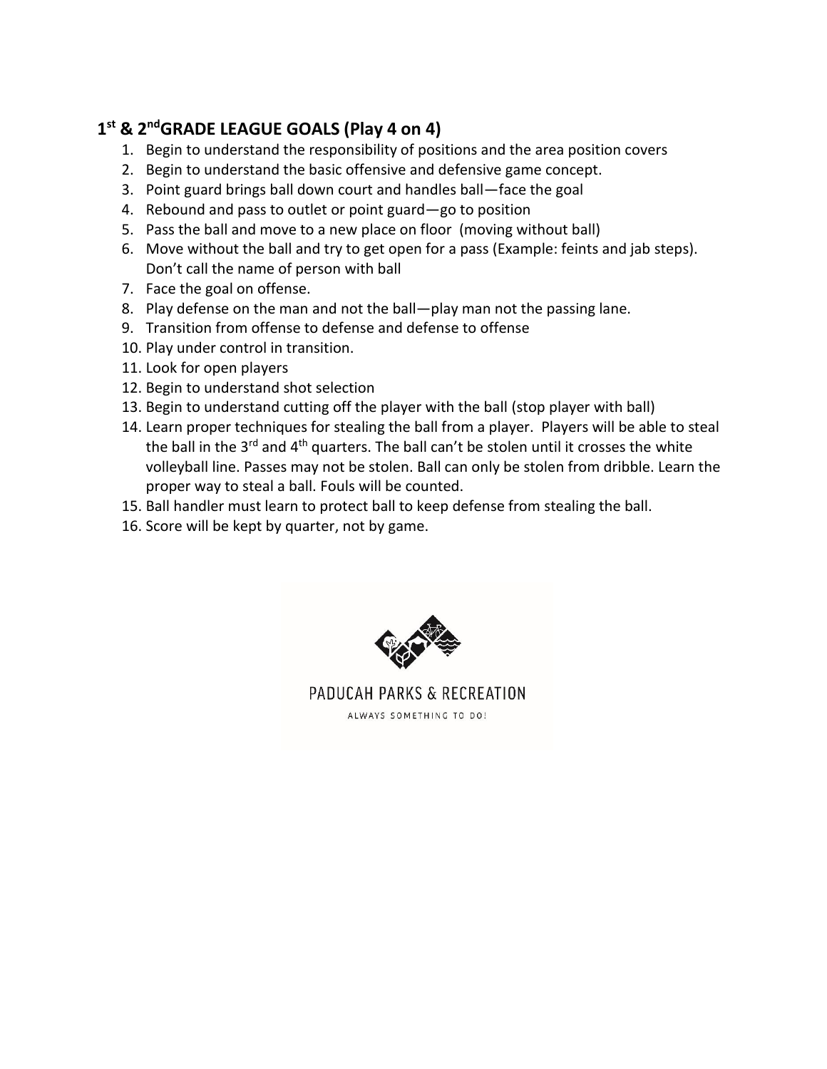## 1st & 2nd GRADE LEAGUE GOALS (Play 4 on 4)

1. Begin to understand the responsibility of positions and the area position covers
2. Begin to understand the basic offensive and defensive game concept.
3. Point guard brings ball down court and handles ball—face the goal
4. Rebound and pass to outlet or point guard—go to position
5. Pass the ball and move to a new place on floor (moving without ball)
6. Move without the ball and try to get open for a pass (Example: feints and jab steps). Don't call the name of person with ball
7. Face the goal on offense.
8. Play defense on the man and not the ball—play man not the passing lane.
9. Transition from offense to defense and defense to offense
10. Play under control in transition.
11. Look for open players
12. Begin to understand shot selection
13. Begin to understand cutting off the player with the ball (stop player with ball)
14. Learn proper techniques for stealing the ball from a player. Players will be able to steal the ball in the 3rd and 4th quarters. The ball can't be stolen until it crosses the white volleyball line. Passes may not be stolen. Ball can only be stolen from dribble. Learn the proper way to steal a ball. Fouls will be counted.
15. Ball handler must learn to protect ball to keep defense from stealing the ball.
16. Score will be kept by quarter, not by game.

PADUCAH PARKS & RECREATION

ALWAYS SOMETHING TO DO!